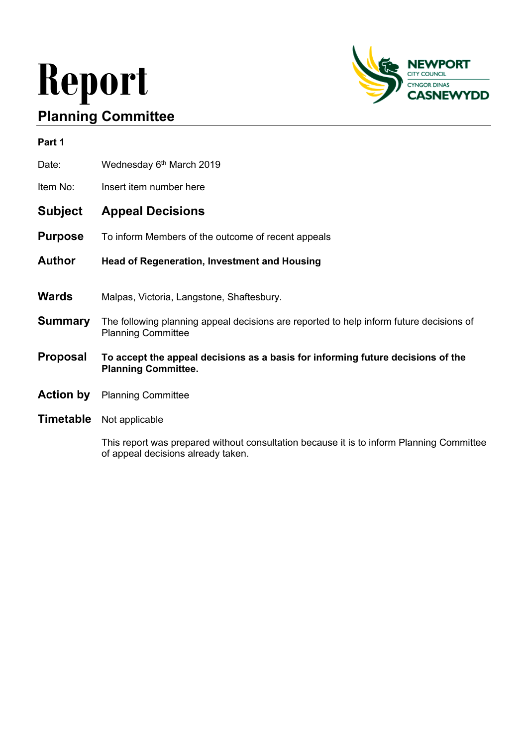# Report

## Planning Committee

**Part 1**

Date: Wednesday 6th March 2019

Item No: Insert item number here

**Subject** **Appeal Decisions**

**Purpose** To inform Members of the outcome of recent appeals

**Author** **Head of Regeneration, Investment and Housing**

**Wards** Malpas, Victoria, Langstone, Shaftesbury.

**Summary** The following planning appeal decisions are reported to help inform future decisions of Planning Committee

**Proposal** **To accept the appeal decisions as a basis for informing future decisions of the Planning Committee.**

**Action by** Planning Committee

**Timetable** Not applicable

This report was prepared without consultation because it is to inform Planning Committee of appeal decisions already taken.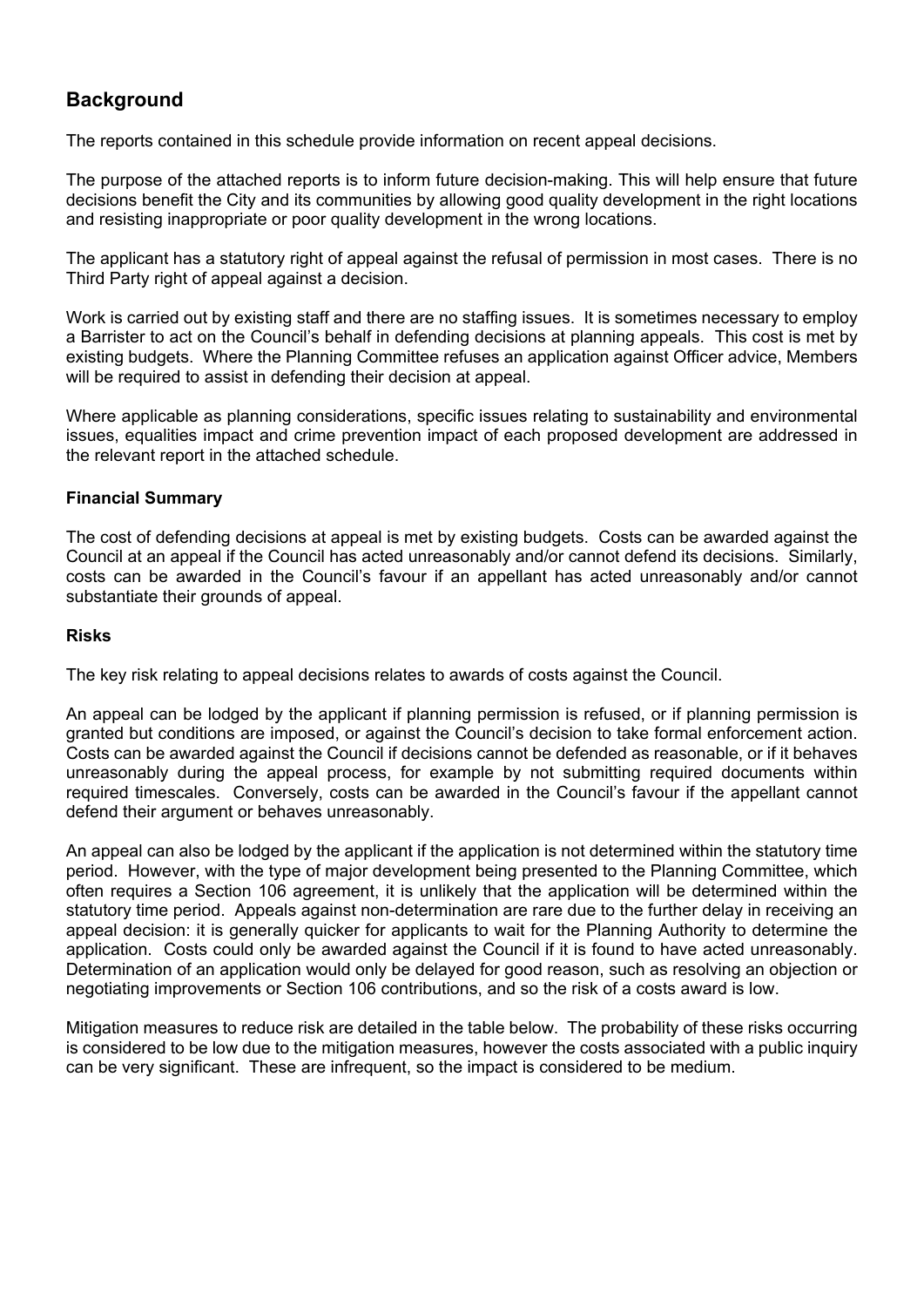## Background

The reports contained in this schedule provide information on recent appeal decisions.

The purpose of the attached reports is to inform future decision-making. This will help ensure that future decisions benefit the City and its communities by allowing good quality development in the right locations and resisting inappropriate or poor quality development in the wrong locations.

The applicant has a statutory right of appeal against the refusal of permission in most cases. There is no Third Party right of appeal against a decision.

Work is carried out by existing staff and there are no staffing issues. It is sometimes necessary to employ a Barrister to act on the Council's behalf in defending decisions at planning appeals. This cost is met by existing budgets. Where the Planning Committee refuses an application against Officer advice, Members will be required to assist in defending their decision at appeal.

Where applicable as planning considerations, specific issues relating to sustainability and environmental issues, equalities impact and crime prevention impact of each proposed development are addressed in the relevant report in the attached schedule.

**Financial Summary**

The cost of defending decisions at appeal is met by existing budgets. Costs can be awarded against the Council at an appeal if the Council has acted unreasonably and/or cannot defend its decisions. Similarly, costs can be awarded in the Council's favour if an appellant has acted unreasonably and/or cannot substantiate their grounds of appeal.

**Risks**

The key risk relating to appeal decisions relates to awards of costs against the Council.

An appeal can be lodged by the applicant if planning permission is refused, or if planning permission is granted but conditions are imposed, or against the Council's decision to take formal enforcement action. Costs can be awarded against the Council if decisions cannot be defended as reasonable, or if it behaves unreasonably during the appeal process, for example by not submitting required documents within required timescales. Conversely, costs can be awarded in the Council's favour if the appellant cannot defend their argument or behaves unreasonably.

An appeal can also be lodged by the applicant if the application is not determined within the statutory time period. However, with the type of major development being presented to the Planning Committee, which often requires a Section 106 agreement, it is unlikely that the application will be determined within the statutory time period. Appeals against non-determination are rare due to the further delay in receiving an appeal decision: it is generally quicker for applicants to wait for the Planning Authority to determine the application. Costs could only be awarded against the Council if it is found to have acted unreasonably. Determination of an application would only be delayed for good reason, such as resolving an objection or negotiating improvements or Section 106 contributions, and so the risk of a costs award is low.

Mitigation measures to reduce risk are detailed in the table below. The probability of these risks occurring is considered to be low due to the mitigation measures, however the costs associated with a public inquiry can be very significant. These are infrequent, so the impact is considered to be medium.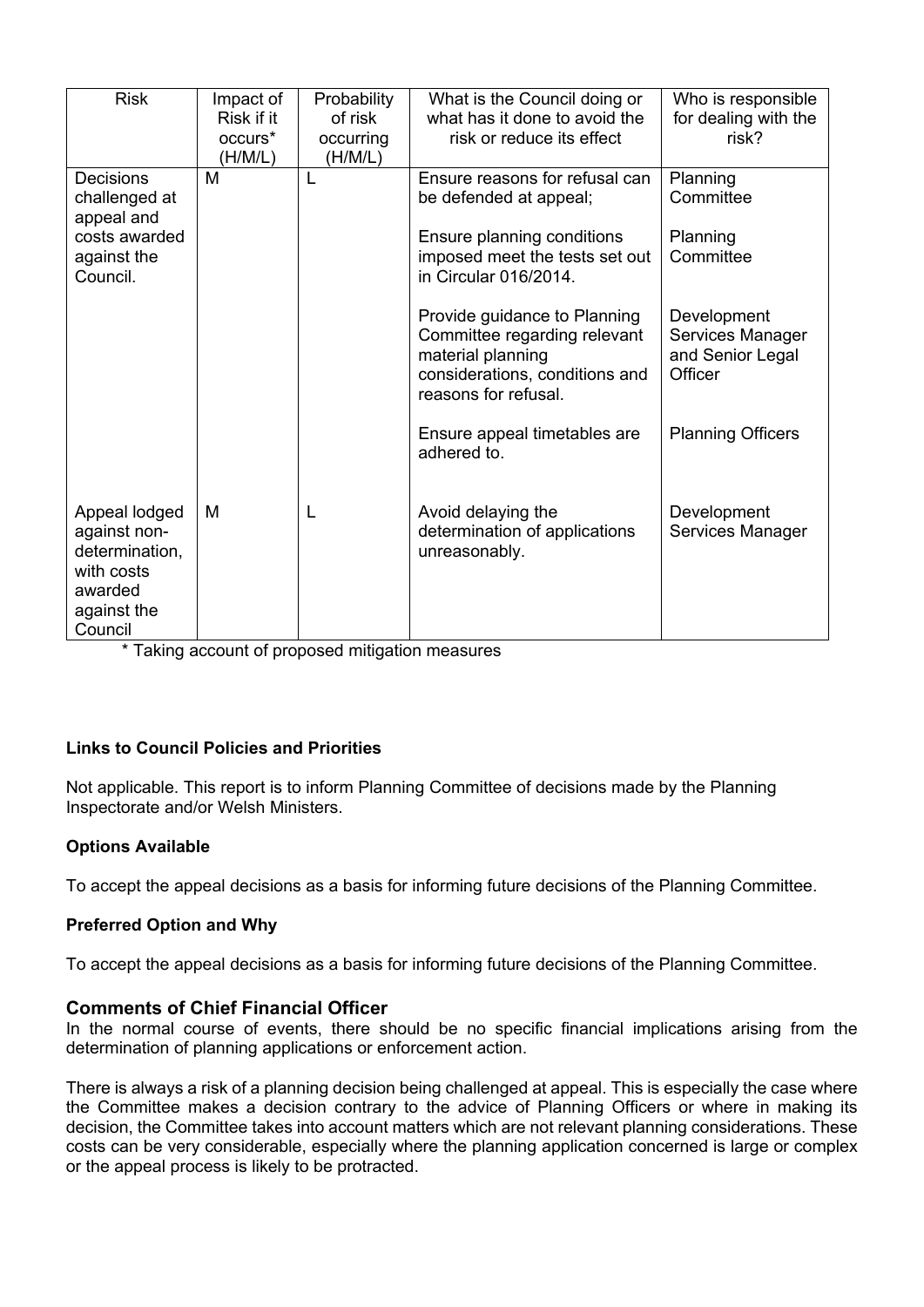| Risk | Impact of Risk if it occurs* (H/M/L) | Probability of risk occurring (H/M/L) | What is the Council doing or what has it done to avoid the risk or reduce its effect | Who is responsible for dealing with the risk? |
|---|---|---|---|---|
| Decisions challenged at appeal and costs awarded against the Council. | M | L | Ensure reasons for refusal can be defended at appeal; | Planning Committee |
| | | | Ensure planning conditions imposed meet the tests set out in Circular 016/2014. | Planning Committee |
| | | | Provide guidance to Planning Committee regarding relevant material planning considerations, conditions and reasons for refusal. | Development Services Manager and Senior Legal Officer |
| | | | Ensure appeal timetables are adhered to. | Planning Officers |
| Appeal lodged against non-determination, with costs awarded against the Council | M | L | Avoid delaying the determination of applications unreasonably. | Development Services Manager |

\* Taking account of proposed mitigation measures

**Links to Council Policies and Priorities**

Not applicable. This report is to inform Planning Committee of decisions made by the Planning Inspectorate and/or Welsh Ministers.

**Options Available**

To accept the appeal decisions as a basis for informing future decisions of the Planning Committee.

**Preferred Option and Why**

To accept the appeal decisions as a basis for informing future decisions of the Planning Committee.

### Comments of Chief Financial Officer

In the normal course of events, there should be no specific financial implications arising from the determination of planning applications or enforcement action.

There is always a risk of a planning decision being challenged at appeal. This is especially the case where the Committee makes a decision contrary to the advice of Planning Officers or where in making its decision, the Committee takes into account matters which are not relevant planning considerations. These costs can be very considerable, especially where the planning application concerned is large or complex or the appeal process is likely to be protracted.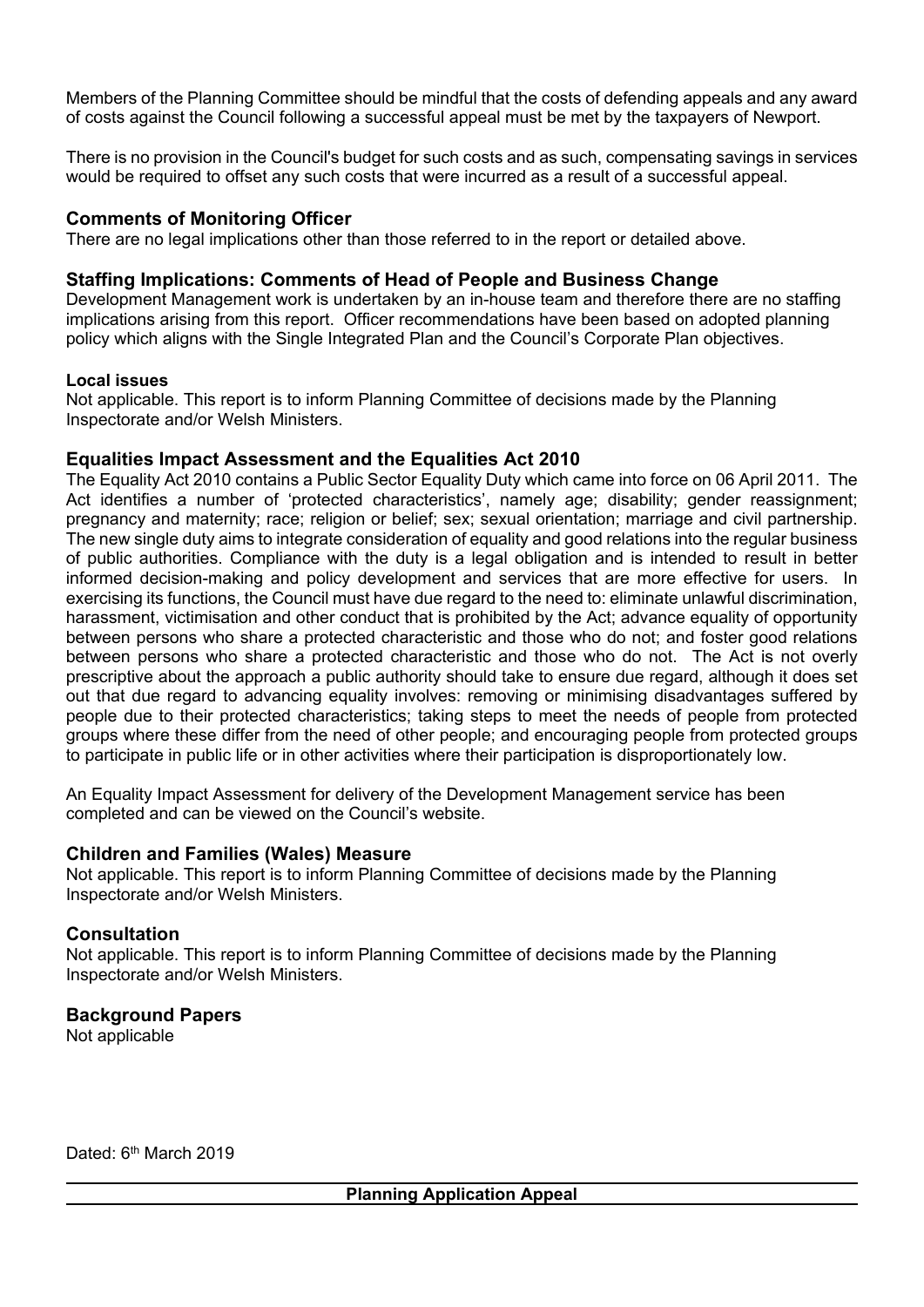Members of the Planning Committee should be mindful that the costs of defending appeals and any award of costs against the Council following a successful appeal must be met by the taxpayers of Newport.

There is no provision in the Council's budget for such costs and as such, compensating savings in services would be required to offset any such costs that were incurred as a result of a successful appeal.

## Comments of Monitoring Officer

There are no legal implications other than those referred to in the report or detailed above.

## Staffing Implications: Comments of Head of People and Business Change

Development Management work is undertaken by an in-house team and therefore there are no staffing implications arising from this report. Officer recommendations have been based on adopted planning policy which aligns with the Single Integrated Plan and the Council's Corporate Plan objectives.

**Local issues**

Not applicable. This report is to inform Planning Committee of decisions made by the Planning Inspectorate and/or Welsh Ministers.

## Equalities Impact Assessment and the Equalities Act 2010

The Equality Act 2010 contains a Public Sector Equality Duty which came into force on 06 April 2011. The Act identifies a number of 'protected characteristics', namely age; disability; gender reassignment; pregnancy and maternity; race; religion or belief; sex; sexual orientation; marriage and civil partnership. The new single duty aims to integrate consideration of equality and good relations into the regular business of public authorities. Compliance with the duty is a legal obligation and is intended to result in better informed decision-making and policy development and services that are more effective for users. In exercising its functions, the Council must have due regard to the need to: eliminate unlawful discrimination, harassment, victimisation and other conduct that is prohibited by the Act; advance equality of opportunity between persons who share a protected characteristic and those who do not; and foster good relations between persons who share a protected characteristic and those who do not. The Act is not overly prescriptive about the approach a public authority should take to ensure due regard, although it does set out that due regard to advancing equality involves: removing or minimising disadvantages suffered by people due to their protected characteristics; taking steps to meet the needs of people from protected groups where these differ from the need of other people; and encouraging people from protected groups to participate in public life or in other activities where their participation is disproportionately low.

An Equality Impact Assessment for delivery of the Development Management service has been completed and can be viewed on the Council's website.

## Children and Families (Wales) Measure

Not applicable. This report is to inform Planning Committee of decisions made by the Planning Inspectorate and/or Welsh Ministers.

## Consultation

Not applicable. This report is to inform Planning Committee of decisions made by the Planning Inspectorate and/or Welsh Ministers.

## Background Papers

Not applicable

Dated: 6th March 2019

---

**Planning Application Appeal**

---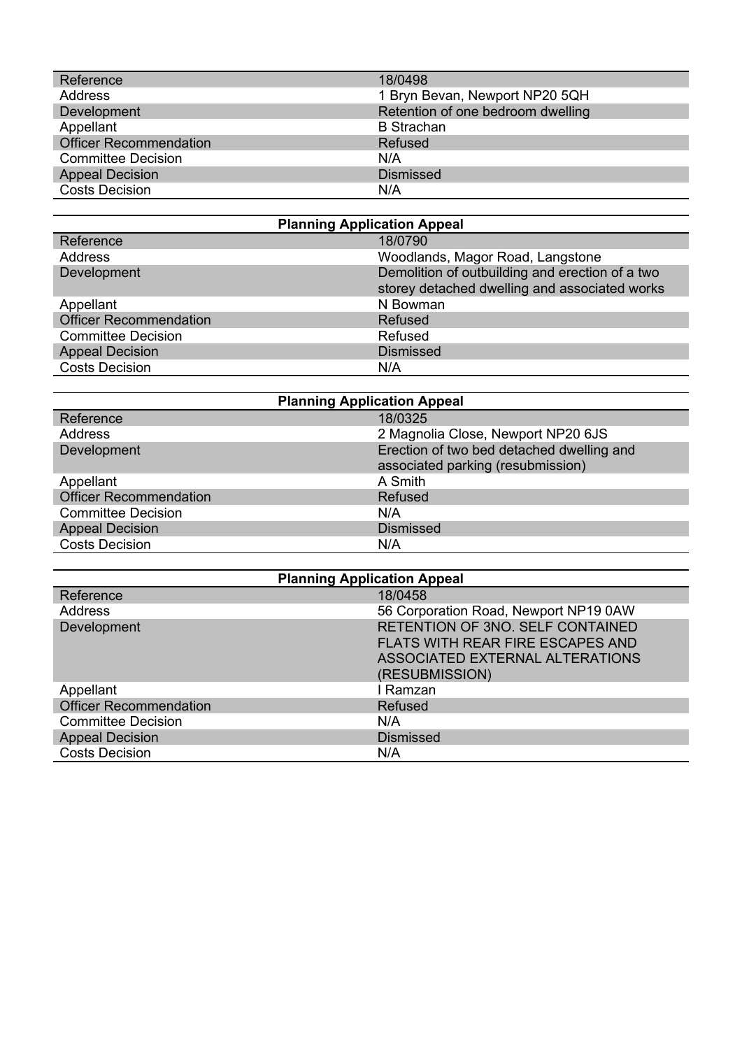| | |
|---|---|
| Reference | 18/0498 |
| Address | 1 Bryn Bevan, Newport NP20 5QH |
| Development | Retention of one bedroom dwelling |
| Appellant | B Strachan |
| Officer Recommendation | Refused |
| Committee Decision | N/A |
| Appeal Decision | Dismissed |
| Costs Decision | N/A |

| Planning Application Appeal | |
|---|---|
| Reference | 18/0790 |
| Address | Woodlands, Magor Road, Langstone |
| Development | Demolition of outbuilding and erection of a two storey detached dwelling and associated works |
| Appellant | N Bowman |
| Officer Recommendation | Refused |
| Committee Decision | Refused |
| Appeal Decision | Dismissed |
| Costs Decision | N/A |

| Planning Application Appeal | |
|---|---|
| Reference | 18/0325 |
| Address | 2 Magnolia Close, Newport NP20 6JS |
| Development | Erection of two bed detached dwelling and associated parking (resubmission) |
| Appellant | A Smith |
| Officer Recommendation | Refused |
| Committee Decision | N/A |
| Appeal Decision | Dismissed |
| Costs Decision | N/A |

| Planning Application Appeal | |
|---|---|
| Reference | 18/0458 |
| Address | 56 Corporation Road, Newport NP19 0AW |
| Development | RETENTION OF 3NO. SELF CONTAINED FLATS WITH REAR FIRE ESCAPES AND ASSOCIATED EXTERNAL ALTERATIONS (RESUBMISSION) |
| Appellant | I Ramzan |
| Officer Recommendation | Refused |
| Committee Decision | N/A |
| Appeal Decision | Dismissed |
| Costs Decision | N/A |